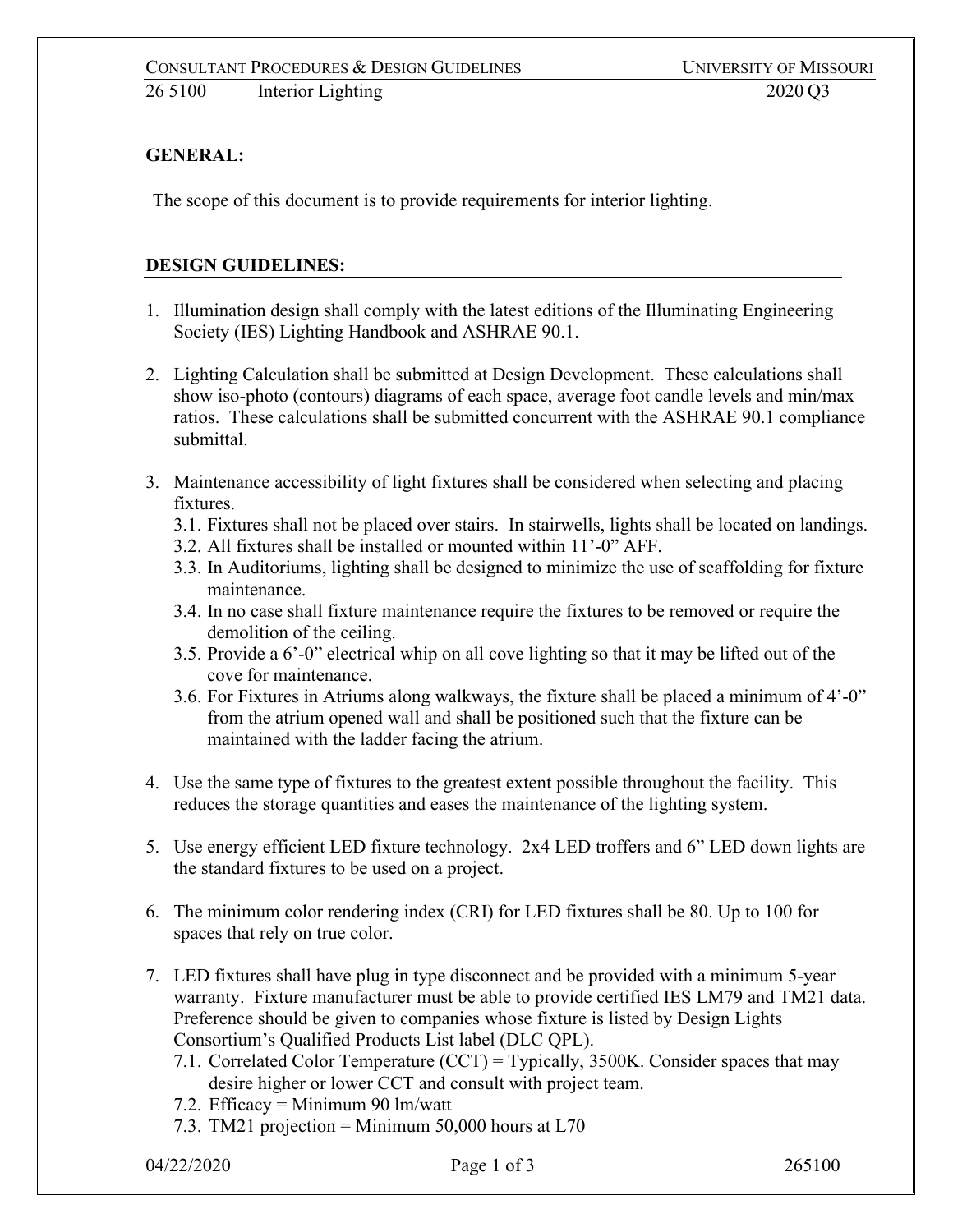## GENERAL:

The scope of this document is to provide requirements for interior lighting.

## DESIGN GUIDELINES:

1. Illumination design shall comply with the latest editions of the Illuminating Engineering Society (IES) Lighting Handbook and ASHRAE 90.1.

2. Lighting Calculation shall be submitted at Design Development. These calculations shall show iso-photo (contours) diagrams of each space, average foot candle levels and min/max ratios. These calculations shall be submitted concurrent with the ASHRAE 90.1 compliance submittal.

3. Maintenance accessibility of light fixtures shall be considered when selecting and placing fixtures.
   - 3.1. Fixtures shall not be placed over stairs. In stairwells, lights shall be located on landings.
   - 3.2. All fixtures shall be installed or mounted within 11'-0" AFF.
   - 3.3. In Auditoriums, lighting shall be designed to minimize the use of scaffolding for fixture maintenance.
   - 3.4. In no case shall fixture maintenance require the fixtures to be removed or require the demolition of the ceiling.
   - 3.5. Provide a 6'-0" electrical whip on all cove lighting so that it may be lifted out of the cove for maintenance.
   - 3.6. For Fixtures in Atriums along walkways, the fixture shall be placed a minimum of 4'-0" from the atrium opened wall and shall be positioned such that the fixture can be maintained with the ladder facing the atrium.

4. Use the same type of fixtures to the greatest extent possible throughout the facility. This reduces the storage quantities and eases the maintenance of the lighting system.

5. Use energy efficient LED fixture technology. 2x4 LED troffers and 6" LED down lights are the standard fixtures to be used on a project.

6. The minimum color rendering index (CRI) for LED fixtures shall be 80. Up to 100 for spaces that rely on true color.

7. LED fixtures shall have plug in type disconnect and be provided with a minimum 5-year warranty. Fixture manufacturer must be able to provide certified IES LM79 and TM21 data. Preference should be given to companies whose fixture is listed by Design Lights Consortium's Qualified Products List label (DLC QPL).
   - 7.1. Correlated Color Temperature (CCT) = Typically, 3500K. Consider spaces that may desire higher or lower CCT and consult with project team.
   - 7.2. Efficacy = Minimum 90 lm/watt
   - 7.3. TM21 projection = Minimum 50,000 hours at L70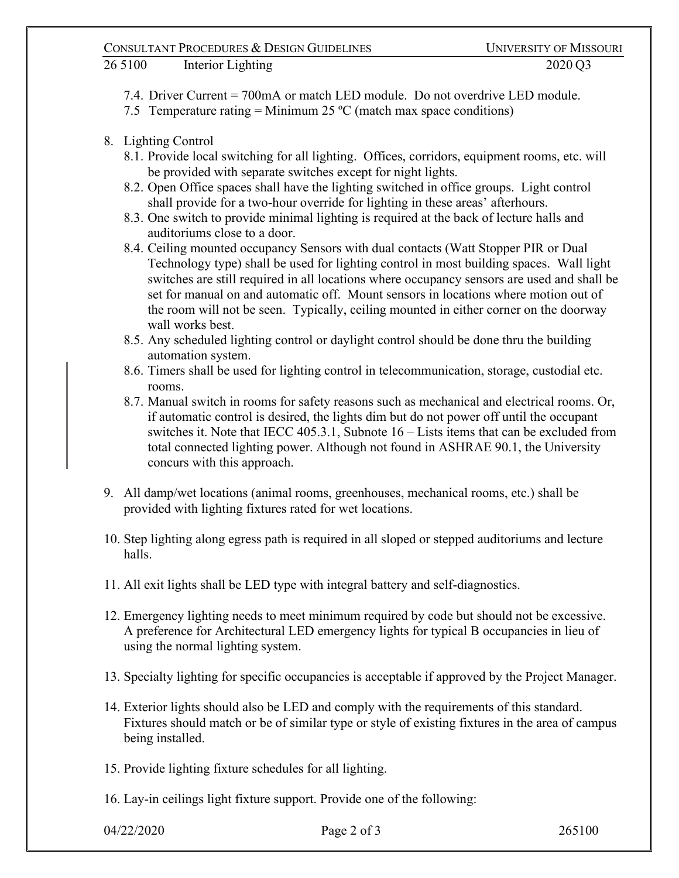7.4. Driver Current = 700mA or match LED module. Do not overdrive LED module.

7.5 Temperature rating = Minimum 25 ºC (match max space conditions)

8. Lighting Control
   - 8.1. Provide local switching for all lighting. Offices, corridors, equipment rooms, etc. will be provided with separate switches except for night lights.
   - 8.2. Open Office spaces shall have the lighting switched in office groups. Light control shall provide for a two-hour override for lighting in these areas' afterhours.
   - 8.3. One switch to provide minimal lighting is required at the back of lecture halls and auditoriums close to a door.
   - 8.4. Ceiling mounted occupancy Sensors with dual contacts (Watt Stopper PIR or Dual Technology type) shall be used for lighting control in most building spaces. Wall light switches are still required in all locations where occupancy sensors are used and shall be set for manual on and automatic off. Mount sensors in locations where motion out of the room will not be seen. Typically, ceiling mounted in either corner on the doorway wall works best.
   - 8.5. Any scheduled lighting control or daylight control should be done thru the building automation system.
   - 8.6. Timers shall be used for lighting control in telecommunication, storage, custodial etc. rooms.
   - 8.7. Manual switch in rooms for safety reasons such as mechanical and electrical rooms. Or, if automatic control is desired, the lights dim but do not power off until the occupant switches it. Note that IECC 405.3.1, Subnote 16 – Lists items that can be excluded from total connected lighting power. Although not found in ASHRAE 90.1, the University concurs with this approach.

9. All damp/wet locations (animal rooms, greenhouses, mechanical rooms, etc.) shall be provided with lighting fixtures rated for wet locations.

10. Step lighting along egress path is required in all sloped or stepped auditoriums and lecture halls.

11. All exit lights shall be LED type with integral battery and self-diagnostics.

12. Emergency lighting needs to meet minimum required by code but should not be excessive. A preference for Architectural LED emergency lights for typical B occupancies in lieu of using the normal lighting system.

13. Specialty lighting for specific occupancies is acceptable if approved by the Project Manager.

14. Exterior lights should also be LED and comply with the requirements of this standard. Fixtures should match or be of similar type or style of existing fixtures in the area of campus being installed.

15. Provide lighting fixture schedules for all lighting.

16. Lay-in ceilings light fixture support. Provide one of the following: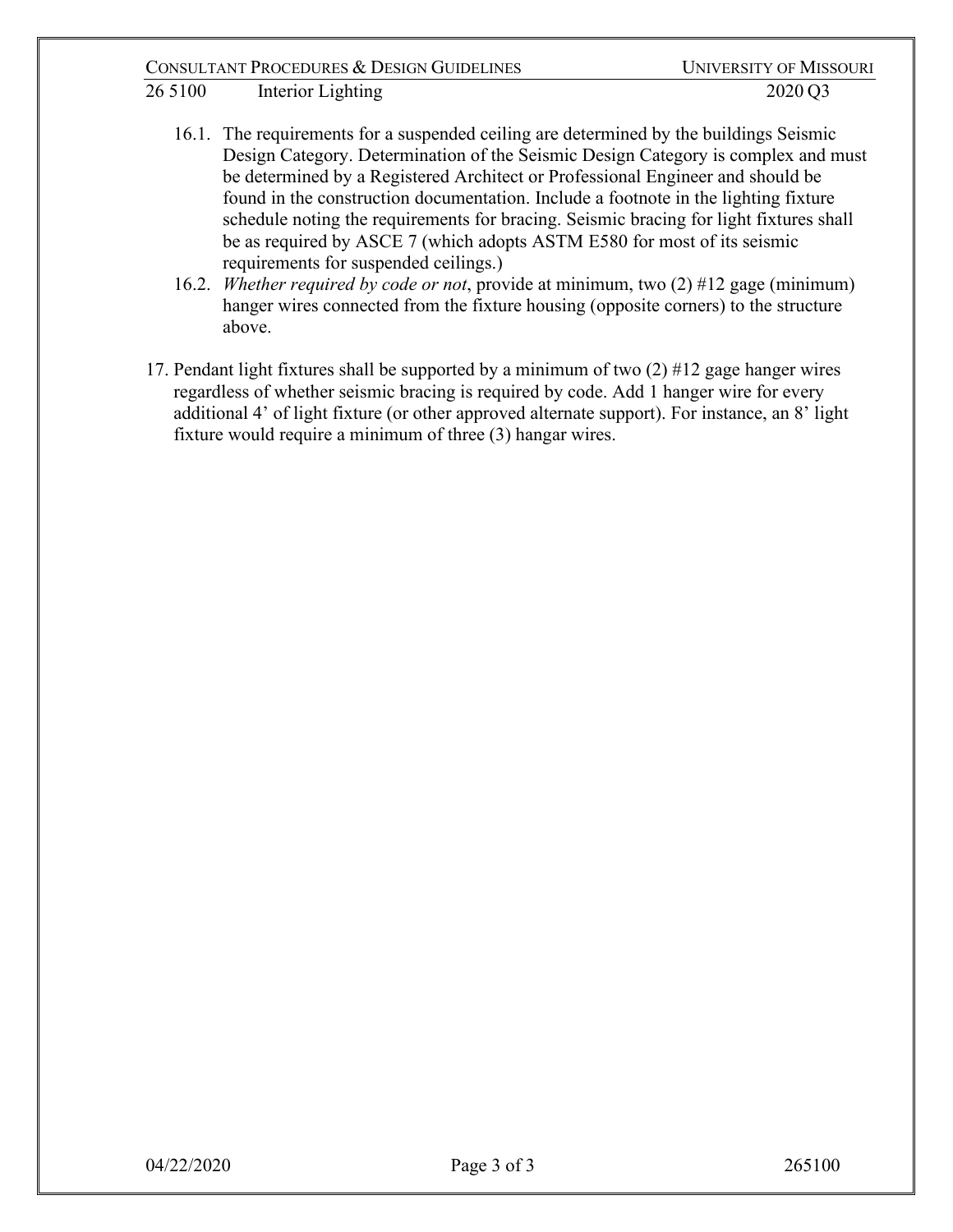16.1. The requirements for a suspended ceiling are determined by the buildings Seismic Design Category. Determination of the Seismic Design Category is complex and must be determined by a Registered Architect or Professional Engineer and should be found in the construction documentation. Include a footnote in the lighting fixture schedule noting the requirements for bracing. Seismic bracing for light fixtures shall be as required by ASCE 7 (which adopts ASTM E580 for most of its seismic requirements for suspended ceilings.)

16.2. *Whether required by code or not*, provide at minimum, two (2) #12 gage (minimum) hanger wires connected from the fixture housing (opposite corners) to the structure above.

17. Pendant light fixtures shall be supported by a minimum of two (2) #12 gage hanger wires regardless of whether seismic bracing is required by code. Add 1 hanger wire for every additional 4' of light fixture (or other approved alternate support). For instance, an 8' light fixture would require a minimum of three (3) hangar wires.